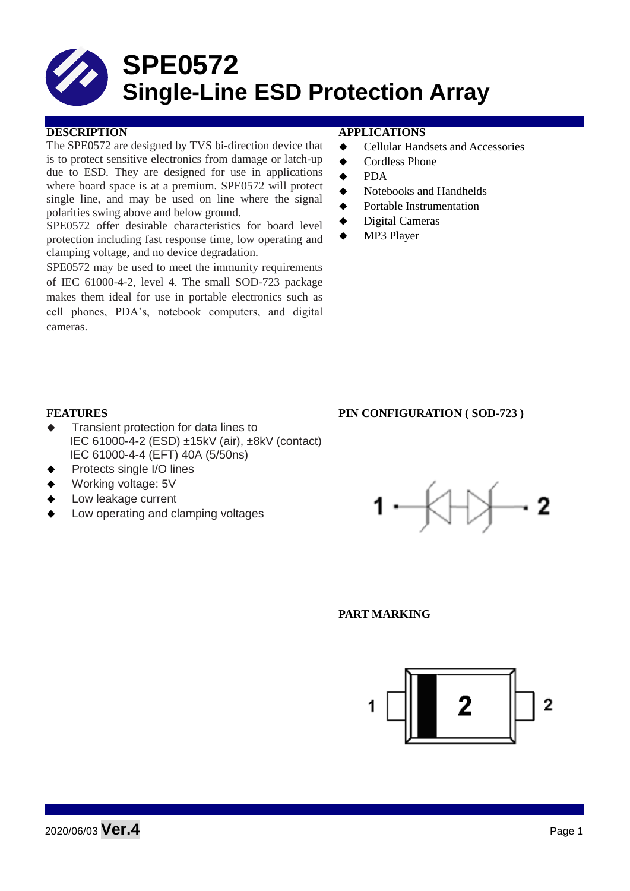# SPE0572
# Single-Line ESD Protection Array

## DESCRIPTION

The SPE0572 are designed by TVS bi-direction device that is to protect sensitive electronics from damage or latch-up due to ESD. They are designed for use in applications where board space is at a premium. SPE0572 will protect single line, and may be used on line where the signal polarities swing above and below ground.

SPE0572 offer desirable characteristics for board level protection including fast response time, low operating and clamping voltage, and no device degradation.

SPE0572 may be used to meet the immunity requirements of IEC 61000-4-2, level 4. The small SOD-723 package makes them ideal for use in portable electronics such as cell phones, PDA's, notebook computers, and digital cameras.

## APPLICATIONS

- Cellular Handsets and Accessories
- Cordless Phone
- PDA
- Notebooks and Handhelds
- Portable Instrumentation
- Digital Cameras
- MP3 Player

## FEATURES

- Transient protection for data lines to
  IEC 61000-4-2 (ESD) ±15kV (air), ±8kV (contact)
  IEC 61000-4-4 (EFT) 40A (5/50ns)
- Protects single I/O lines
- Working voltage: 5V
- Low leakage current
- Low operating and clamping voltages

## PIN CONFIGURATION ( SOD-723 )

1 — 2

## PART MARKING

1 [2] 2

2020/06/03 **Ver.4**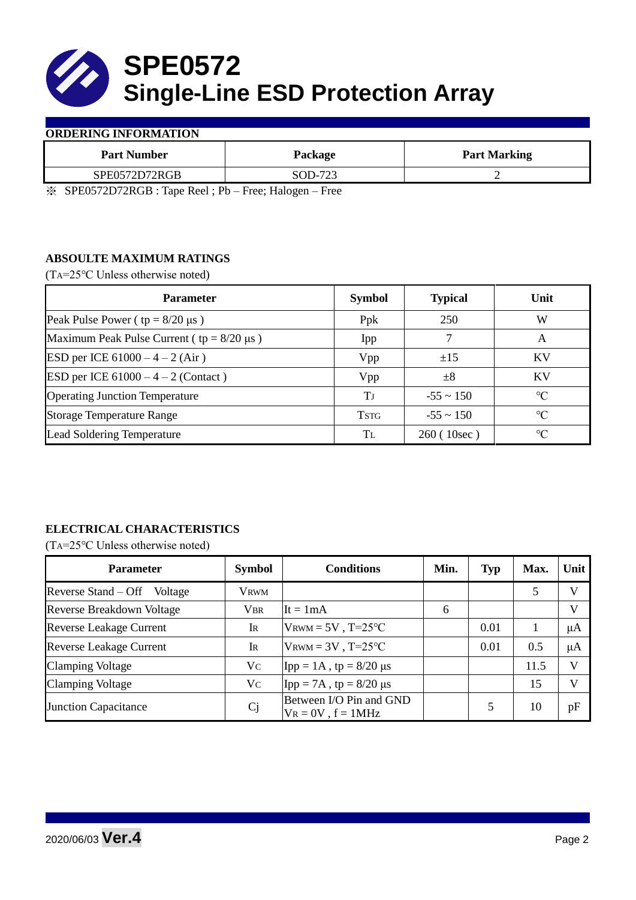# SPE0572
# Single-Line ESD Protection Array

## ORDERING INFORMATION

| Part Number | Package | Part Marking |
|---|---|---|
| SPE0572D72RGB | SOD-723 | 2 |

※ SPE0572D72RGB : Tape Reel ; Pb – Free; Halogen – Free

## ABSOULTE MAXIMUM RATINGS

($T_A$=25℃ Unless otherwise noted)

| Parameter | Symbol | Typical | Unit |
|---|---|---|---|
| Peak Pulse Power ( tp = 8/20 μs ) | Ppk | 250 | W |
| Maximum Peak Pulse Current ( tp = 8/20 μs ) | Ipp | 7 | A |
| ESD per ICE 61000 – 4 – 2 (Air ) | Vpp | ±15 | KV |
| ESD per ICE 61000 – 4 – 2 (Contact ) | Vpp | ±8 | KV |
| Operating Junction Temperature | $T_J$ | -55 ~ 150 | ℃ |
| Storage Temperature Range | $T_{STG}$ | -55 ~ 150 | ℃ |
| Lead Soldering Temperature | $T_L$ | 260 ( 10sec ) | ℃ |

## ELECTRICAL CHARACTERISTICS

($T_A$=25℃ Unless otherwise noted)

| Parameter | Symbol | Conditions | Min. | Typ | Max. | Unit |
|---|---|---|---|---|---|---|
| Reverse Stand – Off Voltage | $V_{RWM}$ | | | | 5 | V |
| Reverse Breakdown Voltage | $V_{BR}$ | It = 1mA | 6 | | | V |
| Reverse Leakage Current | $I_R$ | $V_{RWM}$ = 5V , T=25℃ | | 0.01 | 1 | μA |
| Reverse Leakage Current | $I_R$ | $V_{RWM}$ = 3V , T=25℃ | | 0.01 | 0.5 | μA |
| Clamping Voltage | $V_C$ | Ipp = 1A , tp = 8/20 μs | | | 11.5 | V |
| Clamping Voltage | $V_C$ | Ipp = 7A , tp = 8/20 μs | | | 15 | V |
| Junction Capacitance | Cj | Between I/O Pin and GND $V_R$ = 0V , f = 1MHz | | 5 | 10 | pF |

2020/06/03 **Ver.4**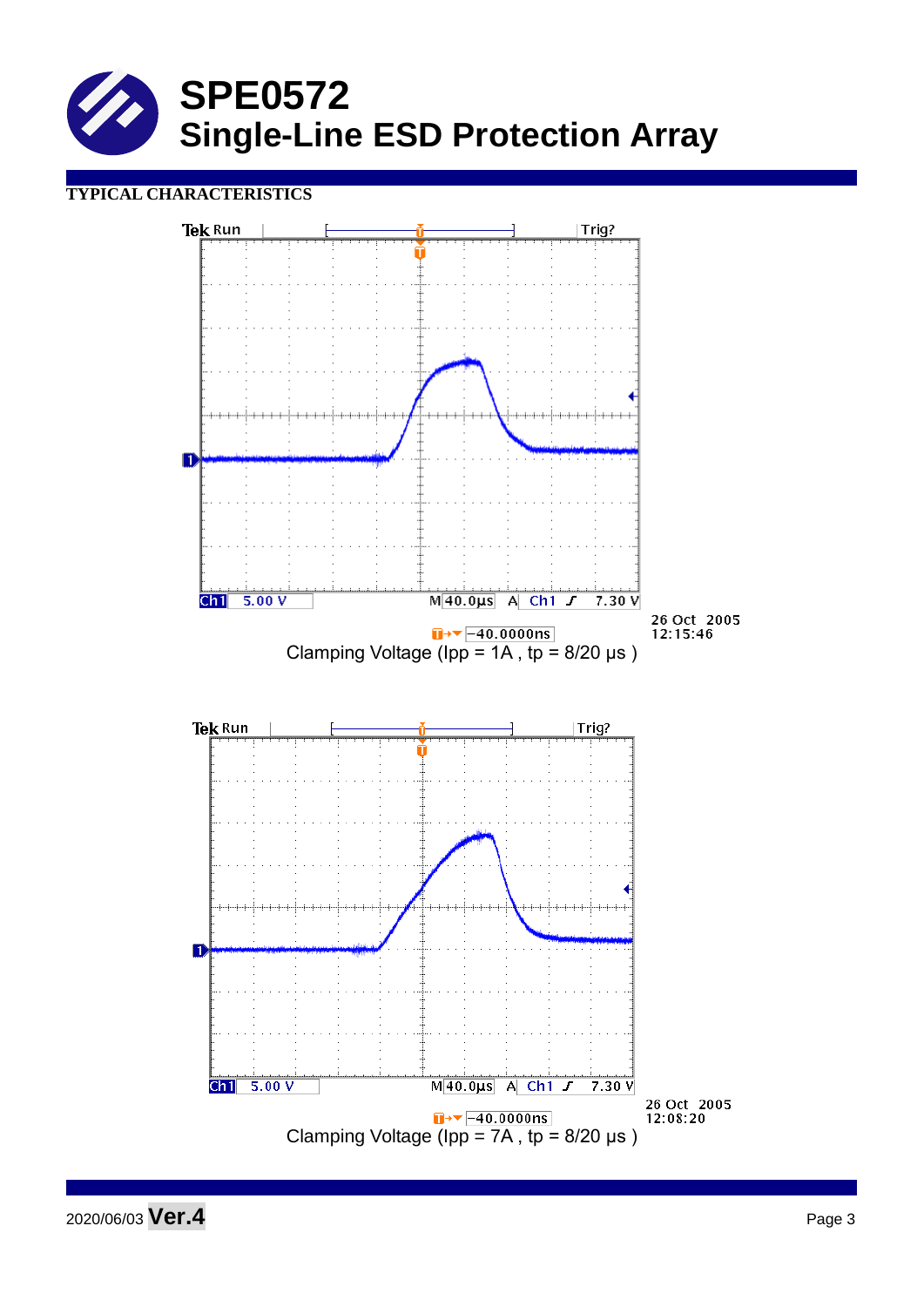# SPE0572
# Single-Line ESD Protection Array

**TYPICAL CHARACTERISTICS**

Clamping Voltage (Ipp = 1A , tp = 8/20 μs )

Clamping Voltage (Ipp = 7A , tp = 8/20 μs )

2020/06/03 **Ver.4**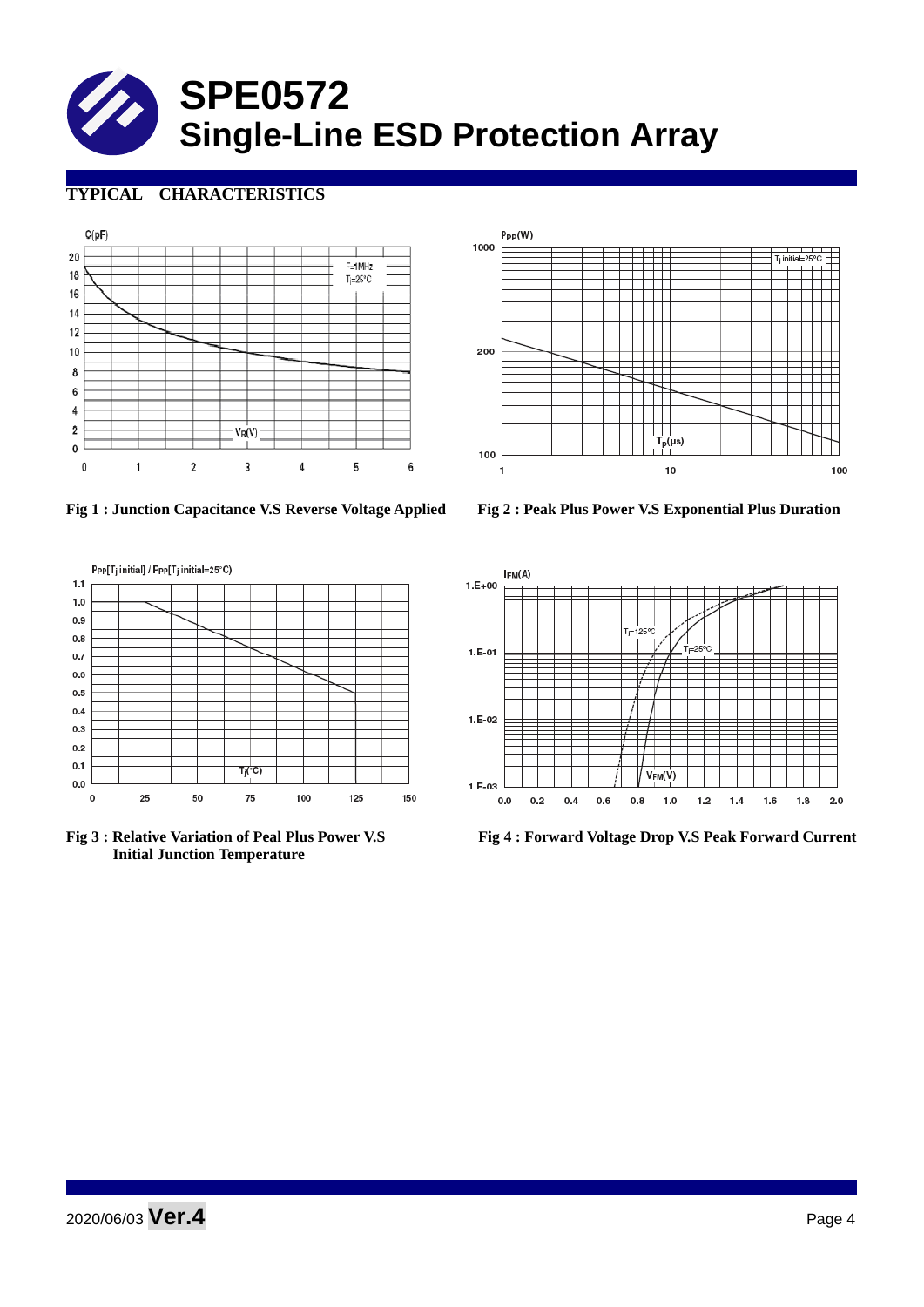# SPE0572
# Single-Line ESD Protection Array

## TYPICAL CHARACTERISTICS

Fig 1 : Junction Capacitance V.S Reverse Voltage Applied

Fig 2 : Peak Plus Power V.S Exponential Plus Duration

Fig 3 : Relative Variation of Peal Plus Power V.S Initial Junction Temperature

Fig 4 : Forward Voltage Drop V.S Peak Forward Current

2020/06/03 **Ver.4**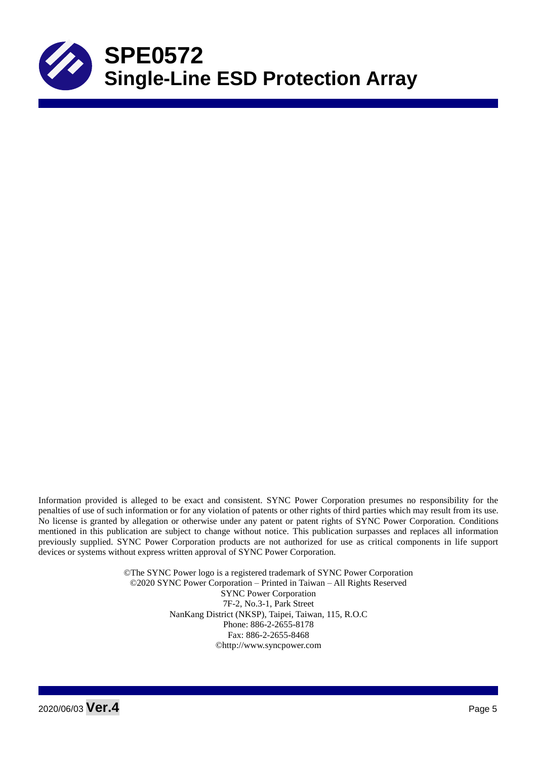Information provided is alleged to be exact and consistent. SYNC Power Corporation presumes no responsibility for the penalties of use of such information or for any violation of patents or other rights of third parties which may result from its use. No license is granted by allegation or otherwise under any patent or patent rights of SYNC Power Corporation. Conditions mentioned in this publication are subject to change without notice. This publication surpasses and replaces all information previously supplied. SYNC Power Corporation products are not authorized for use as critical components in life support devices or systems without express written approval of SYNC Power Corporation.

©The SYNC Power logo is a registered trademark of SYNC Power Corporation
©2020 SYNC Power Corporation – Printed in Taiwan – All Rights Reserved
SYNC Power Corporation
7F-2, No.3-1, Park Street
NanKang District (NKSP), Taipei, Taiwan, 115, R.O.C
Phone: 886-2-2655-8178
Fax: 886-2-2655-8468
©http://www.syncpower.com